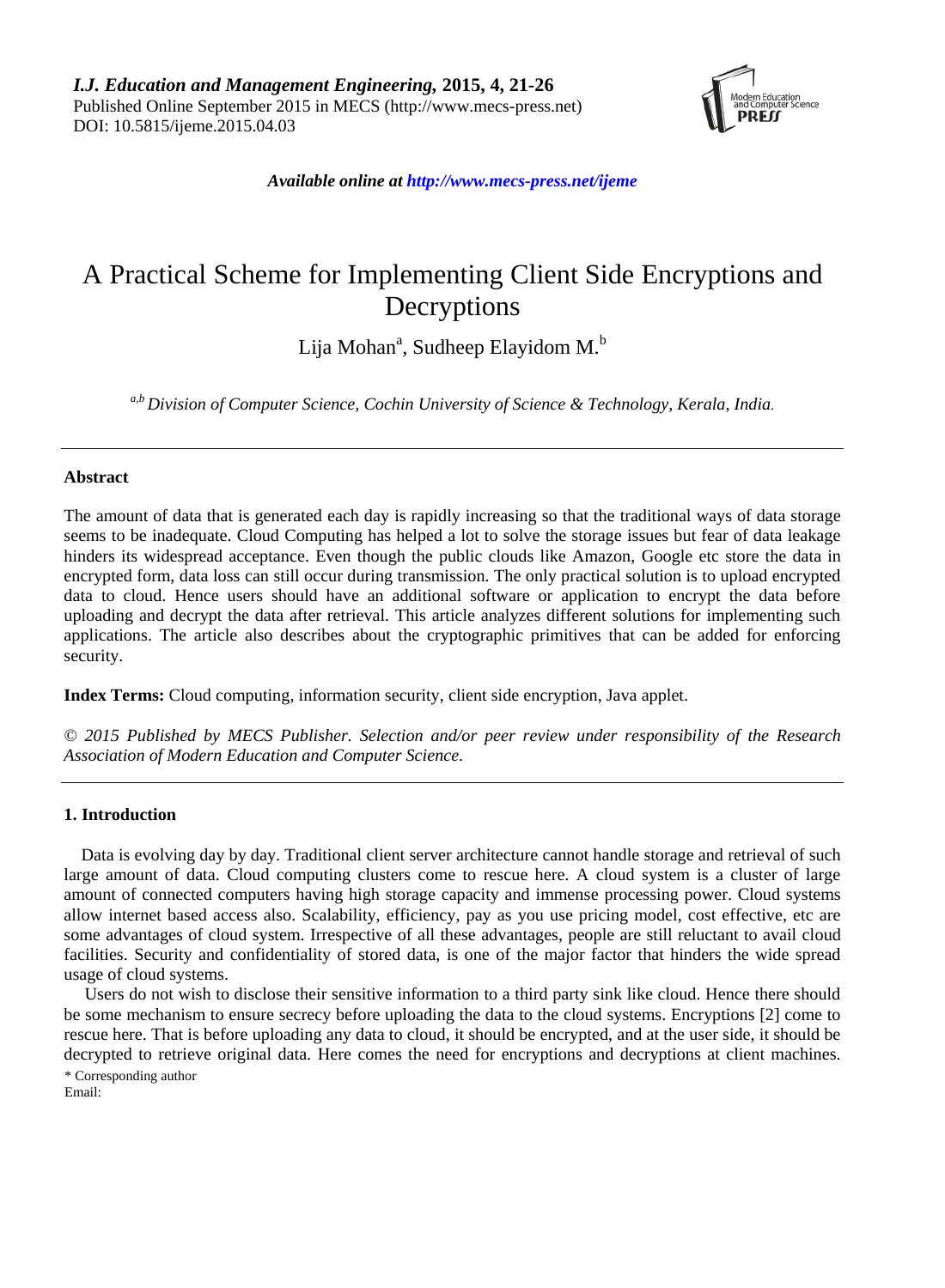*I.J. Education and Management Engineering,* **2015, 4, 21-26**
Published Online September 2015 in MECS (http://www.mecs-press.net)
DOI: 10.5815/ijeme.2015.04.03

***Available online at http://www.mecs-press.net/ijeme***

# A Practical Scheme for Implementing Client Side Encryptions and Decryptions

Lija Mohan[a], Sudheep Elayidom M.[b]

*[a,b] Division of Computer Science, Cochin University of Science & Technology, Kerala, India.*

---

### Abstract

The amount of data that is generated each day is rapidly increasing so that the traditional ways of data storage seems to be inadequate. Cloud Computing has helped a lot to solve the storage issues but fear of data leakage hinders its widespread acceptance. Even though the public clouds like Amazon, Google etc store the data in encrypted form, data loss can still occur during transmission. The only practical solution is to upload encrypted data to cloud. Hence users should have an additional software or application to encrypt the data before uploading and decrypt the data after retrieval. This article analyzes different solutions for implementing such applications. The article also describes about the cryptographic primitives that can be added for enforcing security.

**Index Terms:** Cloud computing, information security, client side encryption, Java applet.

*© 2015 Published by MECS Publisher. Selection and/or peer review under responsibility of the Research Association of Modern Education and Computer Science.*

---

### 1. Introduction

Data is evolving day by day. Traditional client server architecture cannot handle storage and retrieval of such large amount of data. Cloud computing clusters come to rescue here. A cloud system is a cluster of large amount of connected computers having high storage capacity and immense processing power. Cloud systems allow internet based access also. Scalability, efficiency, pay as you use pricing model, cost effective, etc are some advantages of cloud system. Irrespective of all these advantages, people are still reluctant to avail cloud facilities. Security and confidentiality of stored data, is one of the major factor that hinders the wide spread usage of cloud systems.

Users do not wish to disclose their sensitive information to a third party sink like cloud. Hence there should be some mechanism to ensure secrecy before uploading the data to the cloud systems. Encryptions [2] come to rescue here. That is before uploading any data to cloud, it should be encrypted, and at the user side, it should be decrypted to retrieve original data. Here comes the need for encryptions and decryptions at client machines.

\* Corresponding author
Email: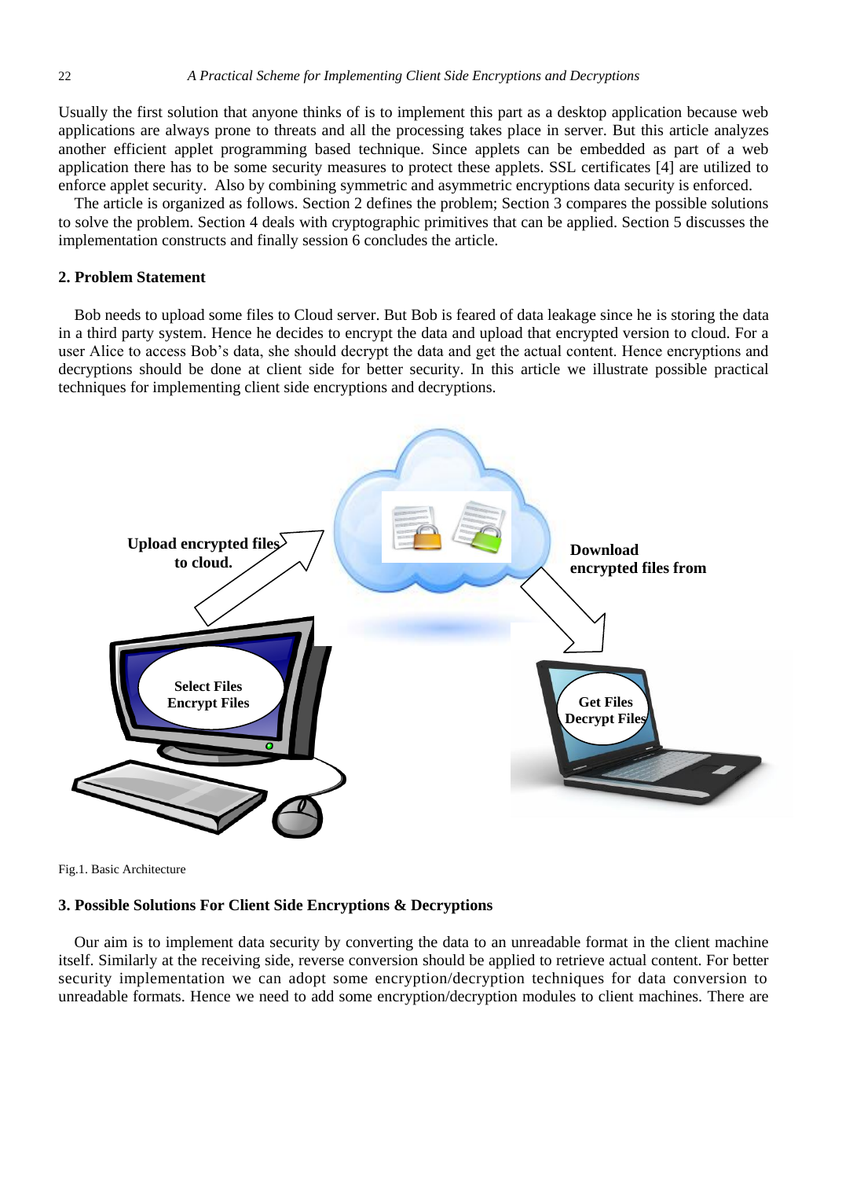Usually the first solution that anyone thinks of is to implement this part as a desktop application because web applications are always prone to threats and all the processing takes place in server. But this article analyzes another efficient applet programming based technique. Since applets can be embedded as part of a web application there has to be some security measures to protect these applets. SSL certificates [4] are utilized to enforce applet security. Also by combining symmetric and asymmetric encryptions data security is enforced.

The article is organized as follows. Section 2 defines the problem; Section 3 compares the possible solutions to solve the problem. Section 4 deals with cryptographic primitives that can be applied. Section 5 discusses the implementation constructs and finally session 6 concludes the article.

## 2. Problem Statement

Bob needs to upload some files to Cloud server. But Bob is feared of data leakage since he is storing the data in a third party system. Hence he decides to encrypt the data and upload that encrypted version to cloud. For a user Alice to access Bob's data, she should decrypt the data and get the actual content. Hence encryptions and decryptions should be done at client side for better security. In this article we illustrate possible practical techniques for implementing client side encryptions and decryptions.

Fig.1. Basic Architecture

## 3. Possible Solutions For Client Side Encryptions & Decryptions

Our aim is to implement data security by converting the data to an unreadable format in the client machine itself. Similarly at the receiving side, reverse conversion should be applied to retrieve actual content. For better security implementation we can adopt some encryption/decryption techniques for data conversion to unreadable formats. Hence we need to add some encryption/decryption modules to client machines. There are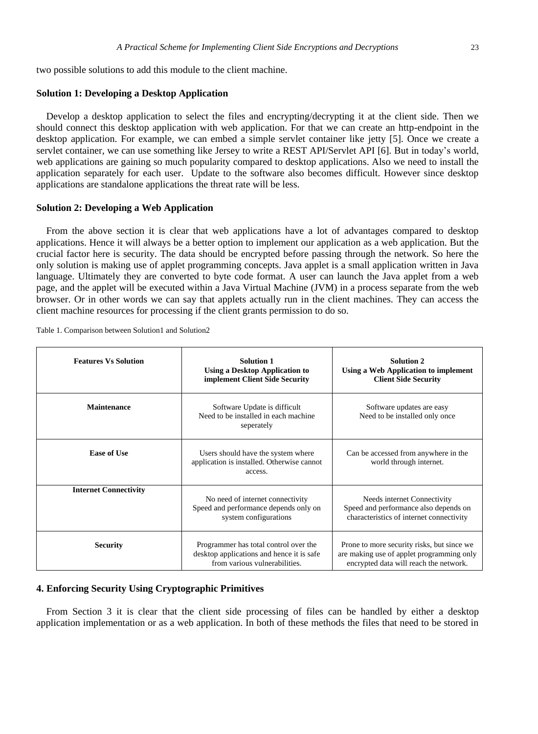two possible solutions to add this module to the client machine.

**Solution 1: Developing a Desktop Application**

Develop a desktop application to select the files and encrypting/decrypting it at the client side. Then we should connect this desktop application with web application. For that we can create an http-endpoint in the desktop application. For example, we can embed a simple servlet container like jetty [5]. Once we create a servlet container, we can use something like Jersey to write a REST API/Servlet API [6]. But in today's world, web applications are gaining so much popularity compared to desktop applications. Also we need to install the application separately for each user. Update to the software also becomes difficult. However since desktop applications are standalone applications the threat rate will be less.

**Solution 2: Developing a Web Application**

From the above section it is clear that web applications have a lot of advantages compared to desktop applications. Hence it will always be a better option to implement our application as a web application. But the crucial factor here is security. The data should be encrypted before passing through the network. So here the only solution is making use of applet programming concepts. Java applet is a small application written in Java language. Ultimately they are converted to byte code format. A user can launch the Java applet from a web page, and the applet will be executed within a Java Virtual Machine (JVM) in a process separate from the web browser. Or in other words we can say that applets actually run in the client machines. They can access the client machine resources for processing if the client grants permission to do so.

Table 1. Comparison between Solution1 and Solution2

| Features Vs Solution | Solution 1<br>Using a Desktop Application to implement Client Side Security | Solution 2<br>Using a Web Application to implement Client Side Security |
|---|---|---|
| **Maintenance** | Software Update is difficult<br>Need to be installed in each machine seperately | Software updates are easy<br>Need to be installed only once |
| **Ease of Use** | Users should have the system where application is installed. Otherwise cannot access. | Can be accessed from anywhere in the world through internet. |
| **Internet Connectivity** | No need of internet connectivity<br>Speed and performance depends only on system configurations | Needs internet Connectivity<br>Speed and performance also depends on characteristics of internet connectivity |
| **Security** | Programmer has total control over the desktop applications and hence it is safe from various vulnerabilities. | Prone to more security risks, but since we are making use of applet programming only encrypted data will reach the network. |

## 4. Enforcing Security Using Cryptographic Primitives

From Section 3 it is clear that the client side processing of files can be handled by either a desktop application implementation or as a web application. In both of these methods the files that need to be stored in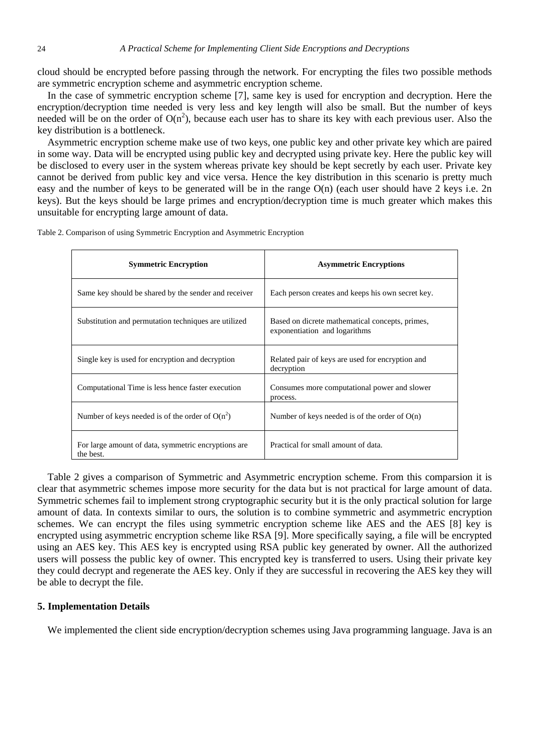cloud should be encrypted before passing through the network. For encrypting the files two possible methods are symmetric encryption scheme and asymmetric encryption scheme.

In the case of symmetric encryption scheme [7], same key is used for encryption and decryption. Here the encryption/decryption time needed is very less and key length will also be small. But the number of keys needed will be on the order of $O(n^2)$, because each user has to share its key with each previous user. Also the key distribution is a bottleneck.

Asymmetric encryption scheme make use of two keys, one public key and other private key which are paired in some way. Data will be encrypted using public key and decrypted using private key. Here the public key will be disclosed to every user in the system whereas private key should be kept secretly by each user. Private key cannot be derived from public key and vice versa. Hence the key distribution in this scenario is pretty much easy and the number of keys to be generated will be in the range O(n) (each user should have 2 keys i.e. 2n keys). But the keys should be large primes and encryption/decryption time is much greater which makes this unsuitable for encrypting large amount of data.

Table 2. Comparison of using Symmetric Encryption and Asymmetric Encryption

| **Symmetric Encryption** | **Asymmetric Encryptions** |
|---|---|
| Same key should be shared by the sender and receiver | Each person creates and keeps his own secret key. |
| Substitution and permutation techniques are utilized | Based on dicrete mathematical concepts, primes, exponentiation and logarithms |
| Single key is used for encryption and decryption | Related pair of keys are used for encryption and decryption |
| Computational Time is less hence faster execution | Consumes more computational power and slower process. |
| Number of keys needed is of the order of $O(n^2)$ | Number of keys needed is of the order of O(n) |
| For large amount of data, symmetric encryptions are the best. | Practical for small amount of data. |

Table 2 gives a comparison of Symmetric and Asymmetric encryption scheme. From this comparsion it is clear that asymmetric schemes impose more security for the data but is not practical for large amount of data. Symmetric schemes fail to implement strong cryptographic security but it is the only practical solution for large amount of data. In contexts similar to ours, the solution is to combine symmetric and asymmetric encryption schemes. We can encrypt the files using symmetric encryption scheme like AES and the AES [8] key is encrypted using asymmetric encryption scheme like RSA [9]. More specifically saying, a file will be encrypted using an AES key. This AES key is encrypted using RSA public key generated by owner. All the authorized users will possess the public key of owner. This encrypted key is transferred to users. Using their private key they could decrypt and regenerate the AES key. Only if they are successful in recovering the AES key they will be able to decrypt the file.

## 5. Implementation Details

We implemented the client side encryption/decryption schemes using Java programming language. Java is an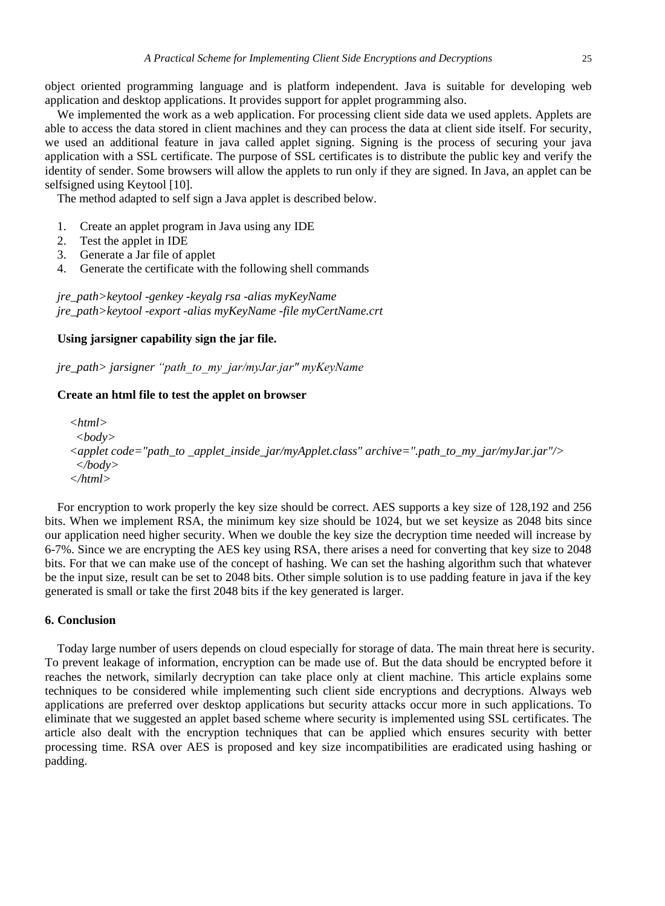object oriented programming language and is platform independent. Java is suitable for developing web application and desktop applications. It provides support for applet programming also.

We implemented the work as a web application. For processing client side data we used applets. Applets are able to access the data stored in client machines and they can process the data at client side itself. For security, we used an additional feature in java called applet signing. Signing is the process of securing your java application with a SSL certificate. The purpose of SSL certificates is to distribute the public key and verify the identity of sender. Some browsers will allow the applets to run only if they are signed. In Java, an applet can be selfsigned using Keytool [10].

The method adapted to self sign a Java applet is described below.

1. Create an applet program in Java using any IDE
2. Test the applet in IDE
3. Generate a Jar file of applet
4. Generate the certificate with the following shell commands

```
jre_path>keytool -genkey -keyalg rsa -alias myKeyName
jre_path>keytool -export -alias myKeyName -file myCertName.crt
```

**Using jarsigner capability sign the jar file.**

```
jre_path> jarsigner “path_to_my_jar/myJar.jar" myKeyName
```

**Create an html file to test the applet on browser**

```
<html>
 <body>
<applet code="path_to _applet_inside_jar/myApplet.class" archive=".path_to_my_jar/myJar.jar"/>
 </body>
</html>
```

For encryption to work properly the key size should be correct. AES supports a key size of 128,192 and 256 bits. When we implement RSA, the minimum key size should be 1024, but we set keysize as 2048 bits since our application need higher security. When we double the key size the decryption time needed will increase by 6-7%. Since we are encrypting the AES key using RSA, there arises a need for converting that key size to 2048 bits. For that we can make use of the concept of hashing. We can set the hashing algorithm such that whatever be the input size, result can be set to 2048 bits. Other simple solution is to use padding feature in java if the key generated is small or take the first 2048 bits if the key generated is larger.

## 6. Conclusion

Today large number of users depends on cloud especially for storage of data. The main threat here is security. To prevent leakage of information, encryption can be made use of. But the data should be encrypted before it reaches the network, similarly decryption can take place only at client machine. This article explains some techniques to be considered while implementing such client side encryptions and decryptions. Always web applications are preferred over desktop applications but security attacks occur more in such applications. To eliminate that we suggested an applet based scheme where security is implemented using SSL certificates. The article also dealt with the encryption techniques that can be applied which ensures security with better processing time. RSA over AES is proposed and key size incompatibilities are eradicated using hashing or padding.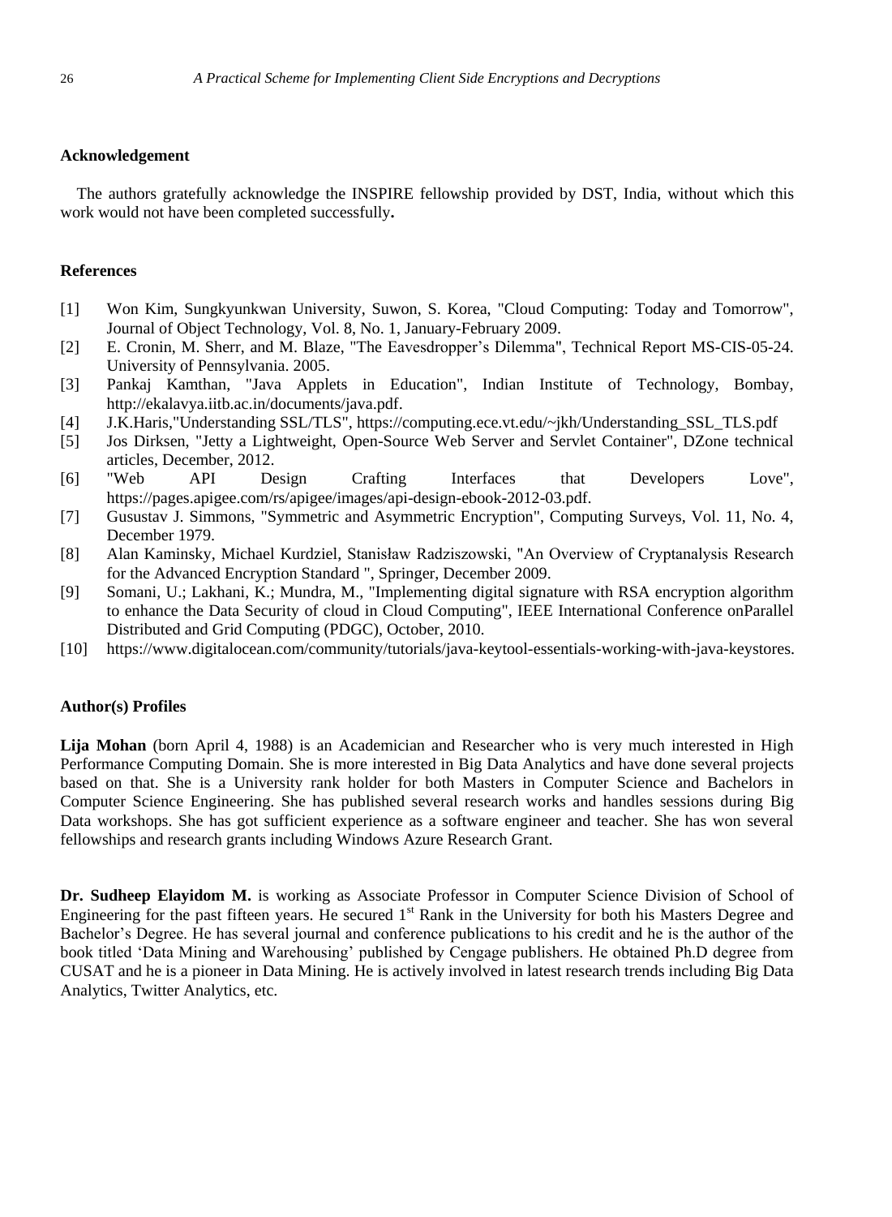## Acknowledgement

The authors gratefully acknowledge the INSPIRE fellowship provided by DST, India, without which this work would not have been completed successfully**.**

## References

[1] Won Kim, Sungkyunkwan University, Suwon, S. Korea, "Cloud Computing: Today and Tomorrow", Journal of Object Technology, Vol. 8, No. 1, January-February 2009.

[2] E. Cronin, M. Sherr, and M. Blaze, "The Eavesdropper's Dilemma", Technical Report MS-CIS-05-24. University of Pennsylvania. 2005.

[3] Pankaj Kamthan, "Java Applets in Education", Indian Institute of Technology, Bombay, http://ekalavya.iitb.ac.in/documents/java.pdf.

[4] J.K.Haris,"Understanding SSL/TLS", https://computing.ece.vt.edu/~jkh/Understanding_SSL_TLS.pdf

[5] Jos Dirksen, "Jetty a Lightweight, Open-Source Web Server and Servlet Container", DZone technical articles, December, 2012.

[6] "Web API Design Crafting Interfaces that Developers Love", https://pages.apigee.com/rs/apigee/images/api-design-ebook-2012-03.pdf.

[7] Gusustav J. Simmons, "Symmetric and Asymmetric Encryption", Computing Surveys, Vol. 11, No. 4, December 1979.

[8] Alan Kaminsky, Michael Kurdziel, Stanisław Radziszowski, "An Overview of Cryptanalysis Research for the Advanced Encryption Standard ", Springer, December 2009.

[9] Somani, U.; Lakhani, K.; Mundra, M., "Implementing digital signature with RSA encryption algorithm to enhance the Data Security of cloud in Cloud Computing", IEEE International Conference onParallel Distributed and Grid Computing (PDGC), October, 2010.

[10] https://www.digitalocean.com/community/tutorials/java-keytool-essentials-working-with-java-keystores.

## Author(s) Profiles

**Lija Mohan** (born April 4, 1988) is an Academician and Researcher who is very much interested in High Performance Computing Domain. She is more interested in Big Data Analytics and have done several projects based on that. She is a University rank holder for both Masters in Computer Science and Bachelors in Computer Science Engineering. She has published several research works and handles sessions during Big Data workshops. She has got sufficient experience as a software engineer and teacher. She has won several fellowships and research grants including Windows Azure Research Grant.

**Dr. Sudheep Elayidom M.** is working as Associate Professor in Computer Science Division of School of Engineering for the past fifteen years. He secured 1st Rank in the University for both his Masters Degree and Bachelor's Degree. He has several journal and conference publications to his credit and he is the author of the book titled 'Data Mining and Warehousing' published by Cengage publishers. He obtained Ph.D degree from CUSAT and he is a pioneer in Data Mining. He is actively involved in latest research trends including Big Data Analytics, Twitter Analytics, etc.